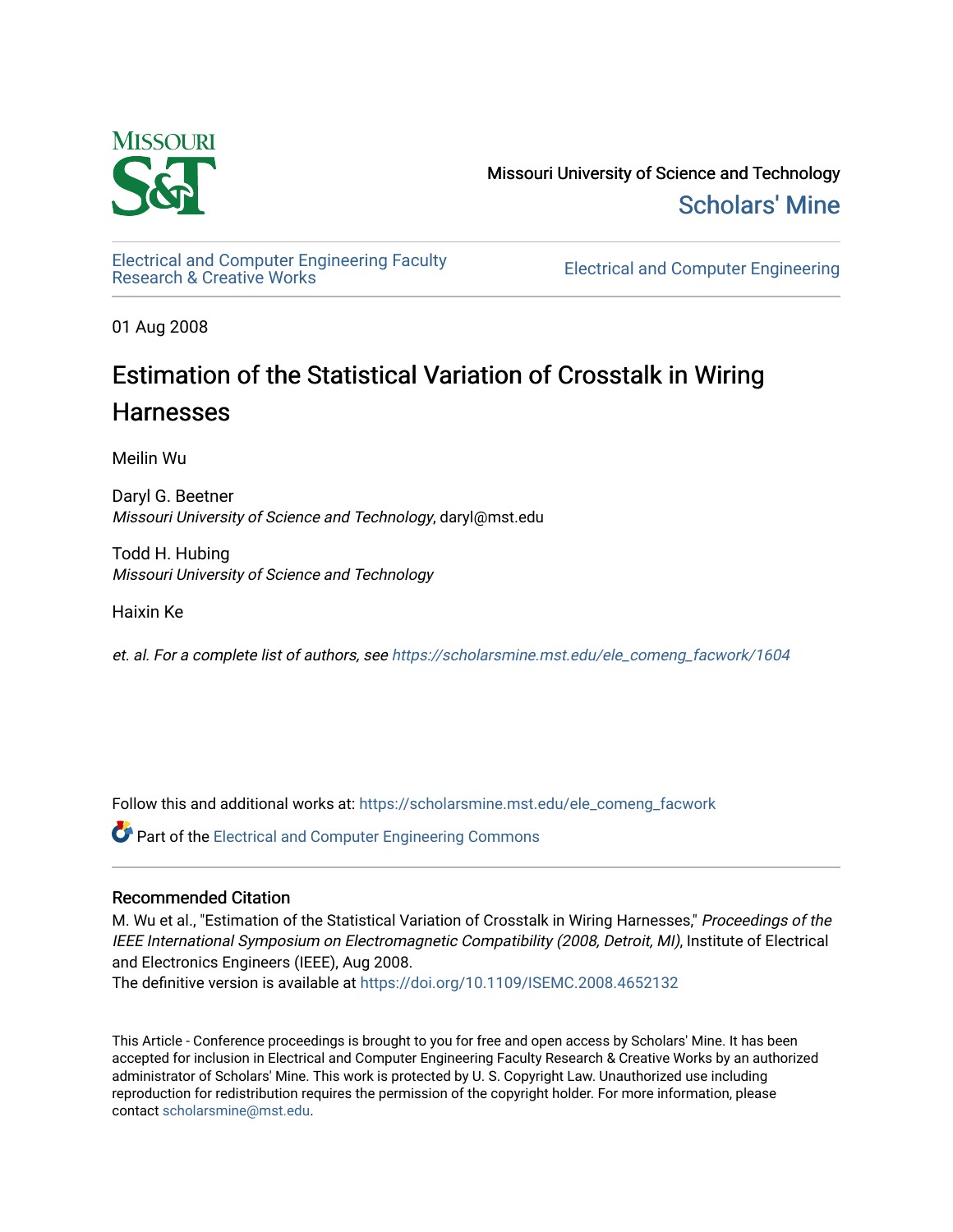Missouri University of Science and Technology

Scholars' Mine

Electrical and Computer Engineering Faculty Research & Creative Works

Electrical and Computer Engineering

01 Aug 2008

# Estimation of the Statistical Variation of Crosstalk in Wiring Harnesses

Meilin Wu

Daryl G. Beetner
*Missouri University of Science and Technology*, daryl@mst.edu

Todd H. Hubing
*Missouri University of Science and Technology*

Haixin Ke

*et. al. For a complete list of authors, see* https://scholarsmine.mst.edu/ele_comeng_facwork/1604

Follow this and additional works at: https://scholarsmine.mst.edu/ele_comeng_facwork

Part of the Electrical and Computer Engineering Commons

## Recommended Citation

M. Wu et al., "Estimation of the Statistical Variation of Crosstalk in Wiring Harnesses," *Proceedings of the IEEE International Symposium on Electromagnetic Compatibility (2008, Detroit, MI)*, Institute of Electrical and Electronics Engineers (IEEE), Aug 2008.
The definitive version is available at https://doi.org/10.1109/ISEMC.2008.4652132

This Article - Conference proceedings is brought to you for free and open access by Scholars' Mine. It has been accepted for inclusion in Electrical and Computer Engineering Faculty Research & Creative Works by an authorized administrator of Scholars' Mine. This work is protected by U. S. Copyright Law. Unauthorized use including reproduction for redistribution requires the permission of the copyright holder. For more information, please contact scholarsmine@mst.edu.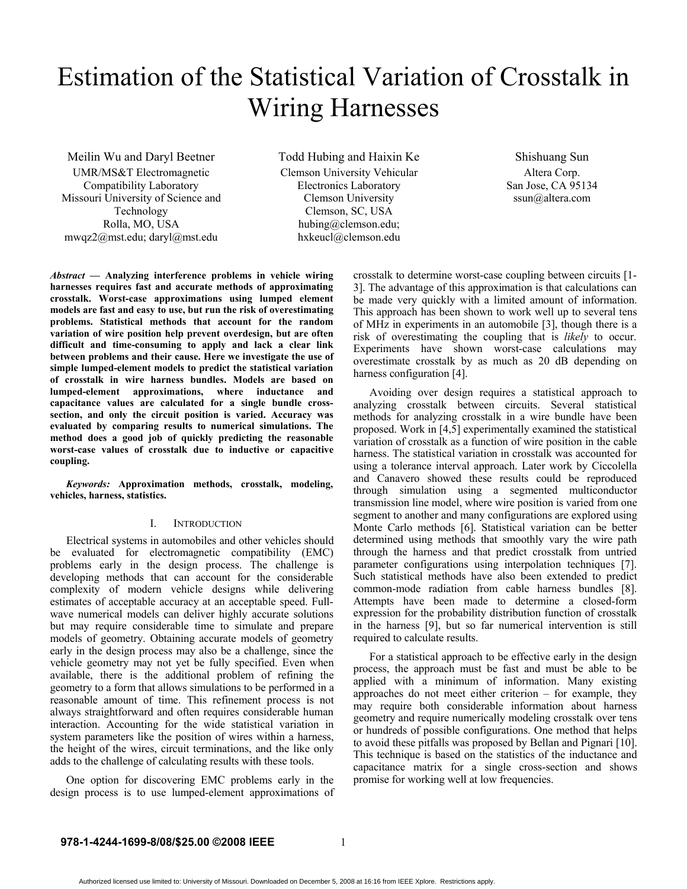# Estimation of the Statistical Variation of Crosstalk in Wiring Harnesses

Meilin Wu and Daryl Beetner
UMR/MS&T Electromagnetic Compatibility Laboratory
Missouri University of Science and Technology
Rolla, MO, USA
mwqz2@mst.edu; daryl@mst.edu

Todd Hubing and Haixin Ke
Clemson University Vehicular Electronics Laboratory
Clemson University
Clemson, SC, USA
hubing@clemson.edu; hxkeucl@clemson.edu

Shishuang Sun
Altera Corp.
San Jose, CA 95134
ssun@altera.com

***Abstract* — Analyzing interference problems in vehicle wiring harnesses requires fast and accurate methods of approximating crosstalk. Worst-case approximations using lumped element models are fast and easy to use, but run the risk of overestimating problems. Statistical methods that account for the random variation of wire position help prevent overdesign, but are often difficult and time-consuming to apply and lack a clear link between problems and their cause. Here we investigate the use of simple lumped-element models to predict the statistical variation of crosstalk in wire harness bundles. Models are based on lumped-element approximations, where inductance and capacitance values are calculated for a single bundle cross-section, and only the circuit position is varied. Accuracy was evaluated by comparing results to numerical simulations. The method does a good job of quickly predicting the reasonable worst-case values of crosstalk due to inductive or capacitive coupling.**

***Keywords:* Approximation methods, crosstalk, modeling, vehicles, harness, statistics.**

## I. Introduction

Electrical systems in automobiles and other vehicles should be evaluated for electromagnetic compatibility (EMC) problems early in the design process. The challenge is developing methods that can account for the considerable complexity of modern vehicle designs while delivering estimates of acceptable accuracy at an acceptable speed. Full-wave numerical models can deliver highly accurate solutions but may require considerable time to simulate and prepare models of geometry. Obtaining accurate models of geometry early in the design process may also be a challenge, since the vehicle geometry may not yet be fully specified. Even when available, there is the additional problem of refining the geometry to a form that allows simulations to be performed in a reasonable amount of time. This refinement process is not always straightforward and often requires considerable human interaction. Accounting for the wide statistical variation in system parameters like the position of wires within a harness, the height of the wires, circuit terminations, and the like only adds to the challenge of calculating results with these tools.

One option for discovering EMC problems early in the design process is to use lumped-element approximations of crosstalk to determine worst-case coupling between circuits [1-3]. The advantage of this approximation is that calculations can be made very quickly with a limited amount of information. This approach has been shown to work well up to several tens of MHz in experiments in an automobile [3], though there is a risk of overestimating the coupling that is *likely* to occur. Experiments have shown worst-case calculations may overestimate crosstalk by as much as 20 dB depending on harness configuration [4].

Avoiding over design requires a statistical approach to analyzing crosstalk between circuits. Several statistical methods for analyzing crosstalk in a wire bundle have been proposed. Work in [4,5] experimentally examined the statistical variation of crosstalk as a function of wire position in the cable harness. The statistical variation in crosstalk was accounted for using a tolerance interval approach. Later work by Ciccolella and Canavero showed these results could be reproduced through simulation using a segmented multiconductor transmission line model, where wire position is varied from one segment to another and many configurations are explored using Monte Carlo methods [6]. Statistical variation can be better determined using methods that smoothly vary the wire path through the harness and that predict crosstalk from untried parameter configurations using interpolation techniques [7]. Such statistical methods have also been extended to predict common-mode radiation from cable harness bundles [8]. Attempts have been made to determine a closed-form expression for the probability distribution function of crosstalk in the harness [9], but so far numerical intervention is still required to calculate results.

For a statistical approach to be effective early in the design process, the approach must be fast and must be able to be applied with a minimum of information. Many existing approaches do not meet either criterion – for example, they may require both considerable information about harness geometry and require numerically modeling crosstalk over tens or hundreds of possible configurations. One method that helps to avoid these pitfalls was proposed by Bellan and Pignari [10]. This technique is based on the statistics of the inductance and capacitance matrix for a single cross-section and shows promise for working well at low frequencies.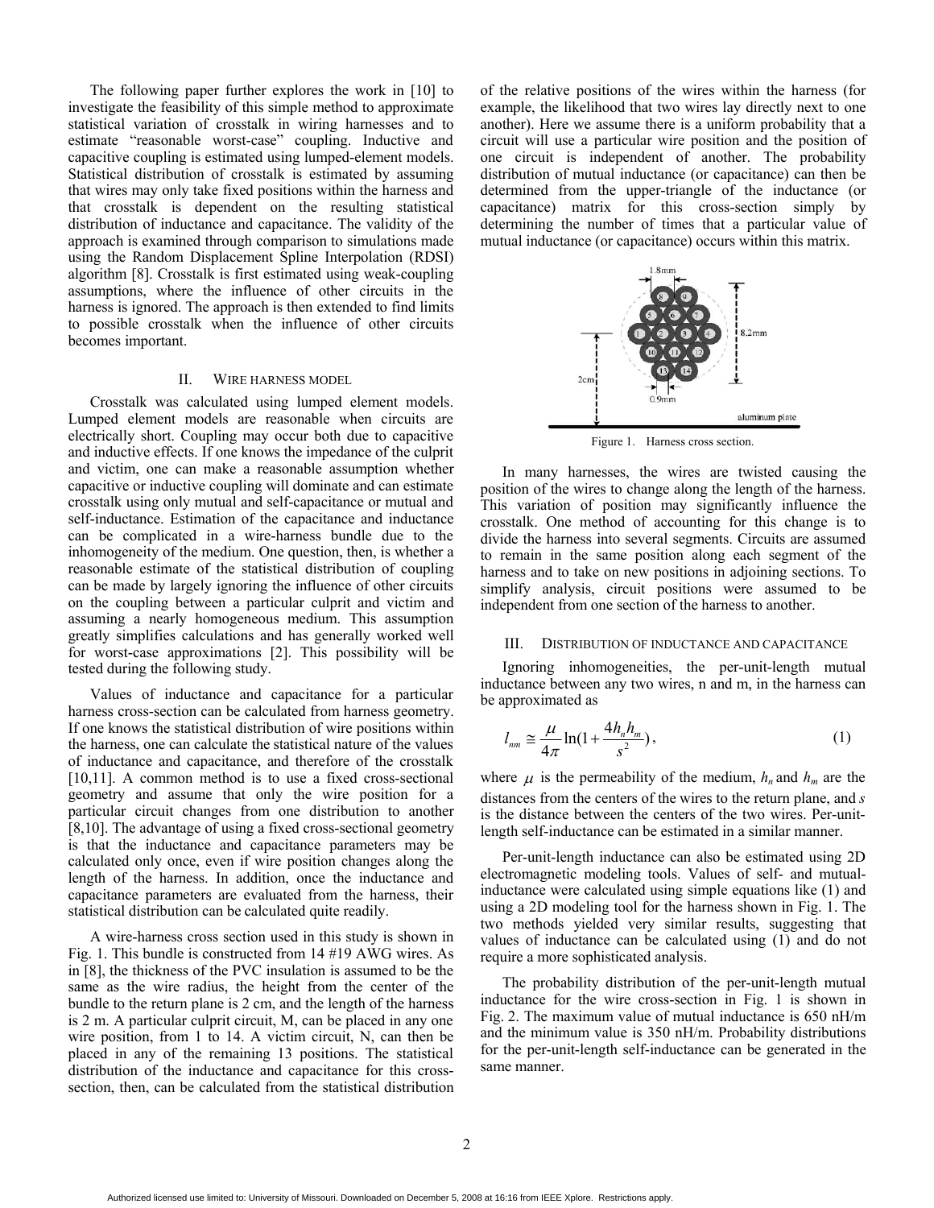The following paper further explores the work in [10] to investigate the feasibility of this simple method to approximate statistical variation of crosstalk in wiring harnesses and to estimate "reasonable worst-case" coupling. Inductive and capacitive coupling is estimated using lumped-element models. Statistical distribution of crosstalk is estimated by assuming that wires may only take fixed positions within the harness and that crosstalk is dependent on the resulting statistical distribution of inductance and capacitance. The validity of the approach is examined through comparison to simulations made using the Random Displacement Spline Interpolation (RDSI) algorithm [8]. Crosstalk is first estimated using weak-coupling assumptions, where the influence of other circuits in the harness is ignored. The approach is then extended to find limits to possible crosstalk when the influence of other circuits becomes important.

## II. Wire Harness Model

Crosstalk was calculated using lumped element models. Lumped element models are reasonable when circuits are electrically short. Coupling may occur both due to capacitive and inductive effects. If one knows the impedance of the culprit and victim, one can make a reasonable assumption whether capacitive or inductive coupling will dominate and can estimate crosstalk using only mutual and self-capacitance or mutual and self-inductance. Estimation of the capacitance and inductance can be complicated in a wire-harness bundle due to the inhomogeneity of the medium. One question, then, is whether a reasonable estimate of the statistical distribution of coupling can be made by largely ignoring the influence of other circuits on the coupling between a particular culprit and victim and assuming a nearly homogeneous medium. This assumption greatly simplifies calculations and has generally worked well for worst-case approximations [2]. This possibility will be tested during the following study.

Values of inductance and capacitance for a particular harness cross-section can be calculated from harness geometry. If one knows the statistical distribution of wire positions within the harness, one can calculate the statistical nature of the values of inductance and capacitance, and therefore of the crosstalk [10,11]. A common method is to use a fixed cross-sectional geometry and assume that only the wire position for a particular circuit changes from one distribution to another [8,10]. The advantage of using a fixed cross-sectional geometry is that the inductance and capacitance parameters may be calculated only once, even if wire position changes along the length of the harness. In addition, once the inductance and capacitance parameters are evaluated from the harness, their statistical distribution can be calculated quite readily.

A wire-harness cross section used in this study is shown in Fig. 1. This bundle is constructed from 14 #19 AWG wires. As in [8], the thickness of the PVC insulation is assumed to be the same as the wire radius, the height from the center of the bundle to the return plane is 2 cm, and the length of the harness is 2 m. A particular culprit circuit, M, can be placed in any one wire position, from 1 to 14. A victim circuit, N, can then be placed in any of the remaining 13 positions. The statistical distribution of the inductance and capacitance for this cross-section, then, can be calculated from the statistical distribution of the relative positions of the wires within the harness (for example, the likelihood that two wires lay directly next to one another). Here we assume there is a uniform probability that a circuit will use a particular wire position and the position of one circuit is independent of another. The probability distribution of mutual inductance (or capacitance) can then be determined from the upper-triangle of the inductance (or capacitance) matrix for this cross-section simply by determining the number of times that a particular value of mutual inductance (or capacitance) occurs within this matrix.

Figure 1. Harness cross section.

In many harnesses, the wires are twisted causing the position of the wires to change along the length of the harness. This variation of position may significantly influence the crosstalk. One method of accounting for this change is to divide the harness into several segments. Circuits are assumed to remain in the same position along each segment of the harness and to take on new positions in adjoining sections. To simplify analysis, circuit positions were assumed to be independent from one section of the harness to another.

## III. Distribution of Inductance and Capacitance

Ignoring inhomogeneities, the per-unit-length mutual inductance between any two wires, n and m, in the harness can be approximated as

$$l_{nm} \cong \frac{\mu}{4\pi}\ln(1+\frac{4h_n h_m}{s^2}), \tag{1}$$

where $\mu$ is the permeability of the medium, $h_n$ and $h_m$ are the distances from the centers of the wires to the return plane, and $s$ is the distance between the centers of the two wires. Per-unit-length self-inductance can be estimated in a similar manner.

Per-unit-length inductance can also be estimated using 2D electromagnetic modeling tools. Values of self- and mutual-inductance were calculated using simple equations like (1) and using a 2D modeling tool for the harness shown in Fig. 1. The two methods yielded very similar results, suggesting that values of inductance can be calculated using (1) and do not require a more sophisticated analysis.

The probability distribution of the per-unit-length mutual inductance for the wire cross-section in Fig. 1 is shown in Fig. 2. The maximum value of mutual inductance is 650 nH/m and the minimum value is 350 nH/m. Probability distributions for the per-unit-length self-inductance can be generated in the same manner.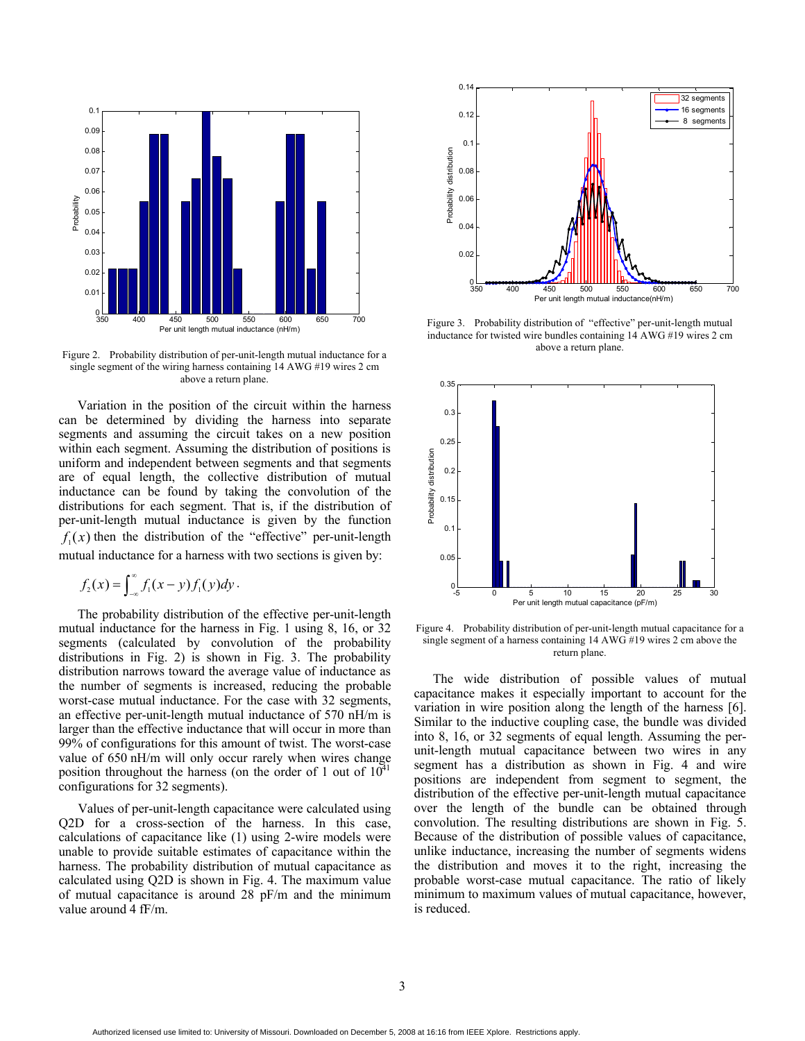Figure 2. Probability distribution of per-unit-length mutual inductance for a single segment of the wiring harness containing 14 AWG #19 wires 2 cm above a return plane.

Variation in the position of the circuit within the harness can be determined by dividing the harness into separate segments and assuming the circuit takes on a new position within each segment. Assuming the distribution of positions is uniform and independent between segments and that segments are of equal length, the collective distribution of mutual inductance can be found by taking the convolution of the distributions for each segment. That is, if the distribution of per-unit-length mutual inductance is given by the function $f_1(x)$ then the distribution of the "effective" per-unit-length mutual inductance for a harness with two sections is given by:

$$f_2(x) = \int_{-\infty}^{\infty} f_1(x-y) f_1(y) dy \, .$$

The probability distribution of the effective per-unit-length mutual inductance for the harness in Fig. 1 using 8, 16, or 32 segments (calculated by convolution of the probability distributions in Fig. 2) is shown in Fig. 3. The probability distribution narrows toward the average value of inductance as the number of segments is increased, reducing the probable worst-case mutual inductance. For the case with 32 segments, an effective per-unit-length mutual inductance of 570 nH/m is larger than the effective inductance that will occur in more than 99% of configurations for this amount of twist. The worst-case value of 650 nH/m will only occur rarely when wires change position throughout the harness (on the order of 1 out of $10^{41}$ configurations for 32 segments).

Values of per-unit-length capacitance were calculated using Q2D for a cross-section of the harness. In this case, calculations of capacitance like (1) using 2-wire models were unable to provide suitable estimates of capacitance within the harness. The probability distribution of mutual capacitance as calculated using Q2D is shown in Fig. 4. The maximum value of mutual capacitance is around 28 pF/m and the minimum value around 4 fF/m.

Figure 3. Probability distribution of "effective" per-unit-length mutual inductance for twisted wire bundles containing 14 AWG #19 wires 2 cm above a return plane.

Figure 4. Probability distribution of per-unit-length mutual capacitance for a single segment of a harness containing 14 AWG #19 wires 2 cm above the return plane.

The wide distribution of possible values of mutual capacitance makes it especially important to account for the variation in wire position along the length of the harness [6]. Similar to the inductive coupling case, the bundle was divided into 8, 16, or 32 segments of equal length. Assuming the per-unit-length mutual capacitance between two wires in any segment has a distribution as shown in Fig. 4 and wire positions are independent from segment to segment, the distribution of the effective per-unit-length mutual capacitance over the length of the bundle can be obtained through convolution. The resulting distributions are shown in Fig. 5. Because of the distribution of possible values of capacitance, unlike inductance, increasing the number of segments widens the distribution and moves it to the right, increasing the probable worst-case mutual capacitance. The ratio of likely minimum to maximum values of mutual capacitance, however, is reduced.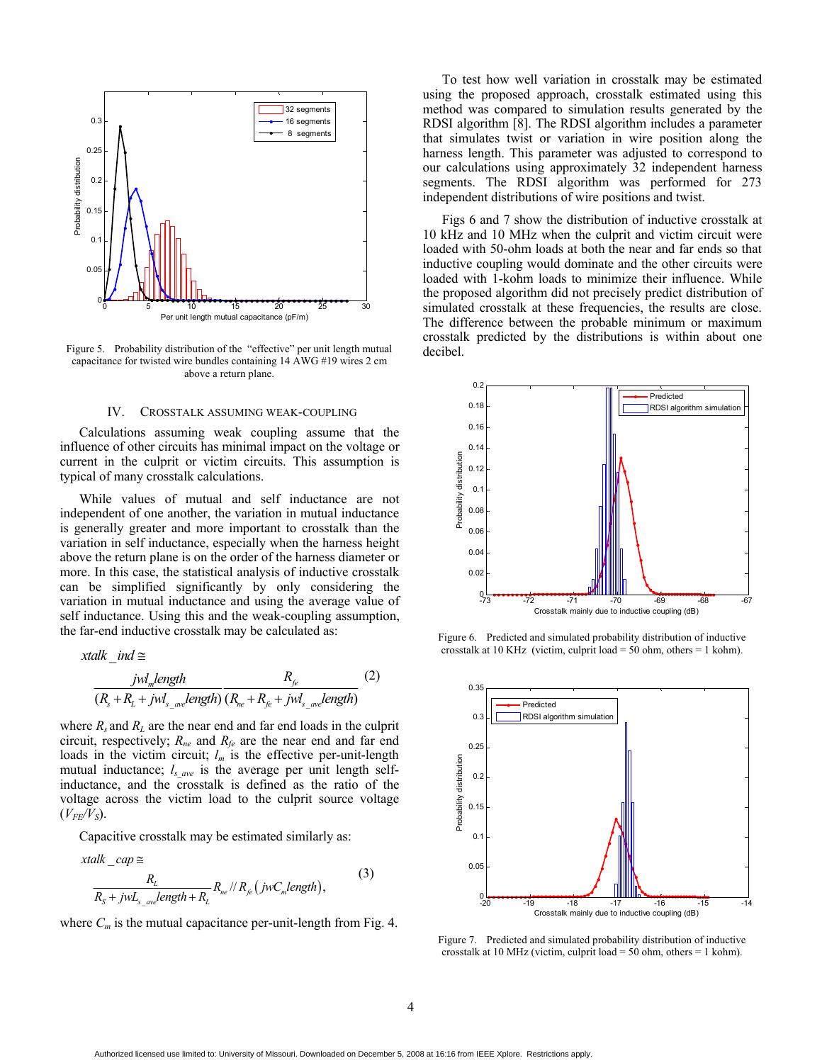Figure 5. Probability distribution of the "effective" per unit length mutual capacitance for twisted wire bundles containing 14 AWG #19 wires 2 cm above a return plane.

## IV. CROSSTALK ASSUMING WEAK-COUPLING

Calculations assuming weak coupling assume that the influence of other circuits has minimal impact on the voltage or current in the culprit or victim circuits. This assumption is typical of many crosstalk calculations.

While values of mutual and self inductance are not independent of one another, the variation in mutual inductance is generally greater and more important to crosstalk than the variation in self inductance, especially when the harness height above the return plane is on the order of the harness diameter or more. In this case, the statistical analysis of inductive crosstalk can be simplified significantly by only considering the variation in mutual inductance and using the average value of self inductance. Using this and the weak-coupling assumption, the far-end inductive crosstalk may be calculated as:

$$xtalk\_ind \cong \frac{jwl_m length}{(R_s + R_L + jwl_{s\_ave} length)} \frac{R_{fe}}{(R_{ne} + R_{fe} + jwl_{s\_ave} length)} \quad (2)$$

where $R_s$ and $R_L$ are the near end and far end loads in the culprit circuit, respectively; $R_{ne}$ and $R_{fe}$ are the near end and far end loads in the victim circuit; $l_m$ is the effective per-unit-length mutual inductance; $l_{s\_ave}$ is the average per unit length self-inductance, and the crosstalk is defined as the ratio of the voltage across the victim load to the culprit source voltage ($V_{FE}/V_S$).

Capacitive crosstalk may be estimated similarly as:

$$xtalk\_cap \cong \frac{R_L}{R_s + jwL_{s\_ave} length + R_L} R_{ne} // R_{fe} \left( jwC_m length \right), \quad (3)$$

where $C_m$ is the mutual capacitance per-unit-length from Fig. 4.

To test how well variation in crosstalk may be estimated using the proposed approach, crosstalk estimated using this method was compared to simulation results generated by the RDSI algorithm [8]. The RDSI algorithm includes a parameter that simulates twist or variation in wire position along the harness length. This parameter was adjusted to correspond to our calculations using approximately 32 independent harness segments. The RDSI algorithm was performed for 273 independent distributions of wire positions and twist.

Figs 6 and 7 show the distribution of inductive crosstalk at 10 kHz and 10 MHz when the culprit and victim circuit were loaded with 50-ohm loads at both the near and far ends so that inductive coupling would dominate and the other circuits were loaded with 1-kohm loads to minimize their influence. While the proposed algorithm did not precisely predict distribution of simulated crosstalk at these frequencies, the results are close. The difference between the probable minimum or maximum crosstalk predicted by the distributions is within about one decibel.

Figure 6. Predicted and simulated probability distribution of inductive crosstalk at 10 KHz (victim, culprit load = 50 ohm, others = 1 kohm).

Figure 7. Predicted and simulated probability distribution of inductive crosstalk at 10 MHz (victim, culprit load = 50 ohm, others = 1 kohm).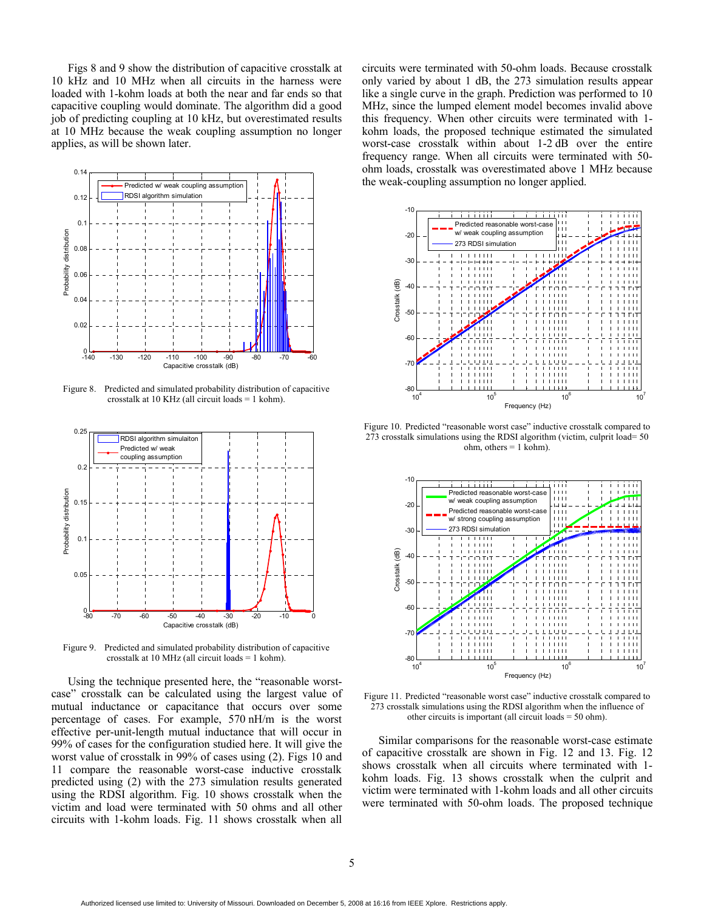Figs 8 and 9 show the distribution of capacitive crosstalk at 10 kHz and 10 MHz when all circuits in the harness were loaded with 1-kohm loads at both the near and far ends so that capacitive coupling would dominate. The algorithm did a good job of predicting coupling at 10 kHz, but overestimated results at 10 MHz because the weak coupling assumption no longer applies, as will be shown later.

Figure 8. Predicted and simulated probability distribution of capacitive crosstalk at 10 KHz (all circuit loads = 1 kohm).

Figure 9. Predicted and simulated probability distribution of capacitive crosstalk at 10 MHz (all circuit loads = 1 kohm).

Using the technique presented here, the "reasonable worst-case" crosstalk can be calculated using the largest value of mutual inductance or capacitance that occurs over some percentage of cases. For example, 570 nH/m is the worst effective per-unit-length mutual inductance that will occur in 99% of cases for the configuration studied here. It will give the worst value of crosstalk in 99% of cases using (2). Figs 10 and 11 compare the reasonable worst-case inductive crosstalk predicted using (2) with the 273 simulation results generated using the RDSI algorithm. Fig. 10 shows crosstalk when the victim and load were terminated with 50 ohms and all other circuits with 1-kohm loads. Fig. 11 shows crosstalk when all circuits were terminated with 50-ohm loads. Because crosstalk only varied by about 1 dB, the 273 simulation results appear like a single curve in the graph. Prediction was performed to 10 MHz, since the lumped element model becomes invalid above this frequency. When other circuits were terminated with 1-kohm loads, the proposed technique estimated the simulated worst-case crosstalk within about 1-2 dB over the entire frequency range. When all circuits were terminated with 50-ohm loads, crosstalk was overestimated above 1 MHz because the weak-coupling assumption no longer applied.

Figure 10. Predicted "reasonable worst case" inductive crosstalk compared to 273 crosstalk simulations using the RDSI algorithm (victim, culprit load= 50 ohm, others = 1 kohm).

Figure 11. Predicted "reasonable worst case" inductive crosstalk compared to 273 crosstalk simulations using the RDSI algorithm when the influence of other circuits is important (all circuit loads = 50 ohm).

Similar comparisons for the reasonable worst-case estimate of capacitive crosstalk are shown in Fig. 12 and 13. Fig. 12 shows crosstalk when all circuits where terminated with 1-kohm loads. Fig. 13 shows crosstalk when the culprit and victim were terminated with 1-kohm loads and all other circuits were terminated with 50-ohm loads. The proposed technique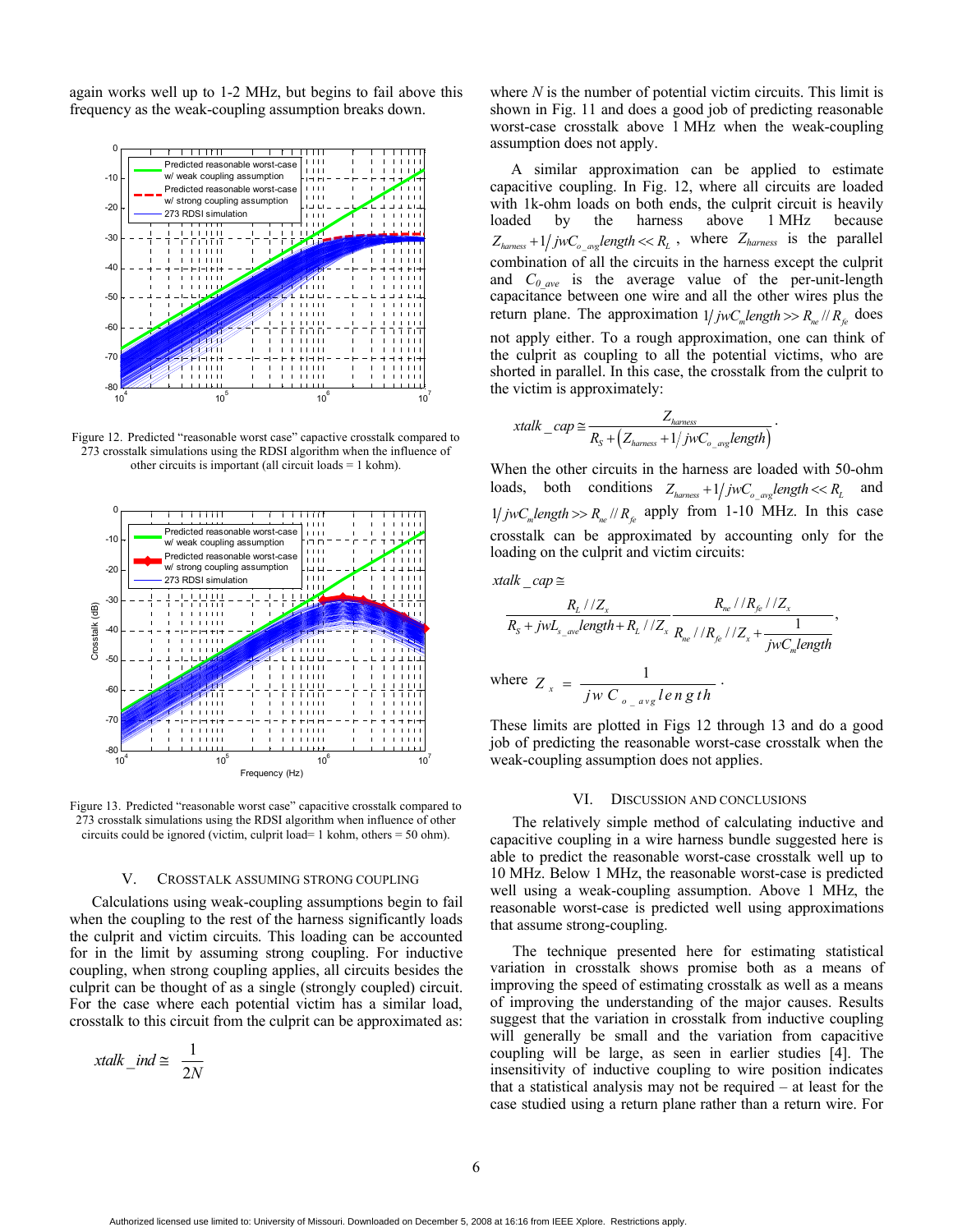again works well up to 1-2 MHz, but begins to fail above this frequency as the weak-coupling assumption breaks down.

Figure 12. Predicted "reasonable worst case" capacitive crosstalk compared to 273 crosstalk simulations using the RDSI algorithm when the influence of other circuits is important (all circuit loads = 1 kohm).

Figure 13. Predicted "reasonable worst case" capacitive crosstalk compared to 273 crosstalk simulations using the RDSI algorithm when influence of other circuits could be ignored (victim, culprit load= 1 kohm, others = 50 ohm).

## V. Crosstalk Assuming Strong Coupling

Calculations using weak-coupling assumptions begin to fail when the coupling to the rest of the harness significantly loads the culprit and victim circuits. This loading can be accounted for in the limit by assuming strong coupling. For inductive coupling, when strong coupling applies, all circuits besides the culprit can be thought of as a single (strongly coupled) circuit. For the case where each potential victim has a similar load, crosstalk to this circuit from the culprit can be approximated as:

$$xtalk\_ind \cong \frac{1}{2N}$$

where $N$ is the number of potential victim circuits. This limit is shown in Fig. 11 and does a good job of predicting reasonable worst-case crosstalk above 1 MHz when the weak-coupling assumption does not apply.

A similar approximation can be applied to estimate capacitive coupling. In Fig. 12, where all circuits are loaded with 1k-ohm loads on both ends, the culprit circuit is heavily loaded by the harness above 1 MHz because $Z_{harness} + 1/jwC_{o\_avg}length << R_L$, where $Z_{harness}$ is the parallel combination of all the circuits in the harness except the culprit and $C_{0\_ave}$ is the average value of the per-unit-length capacitance between one wire and all the other wires plus the return plane. The approximation $1/jwC_m length >> R_{ne} // R_{fe}$ does not apply either. To a rough approximation, one can think of the culprit as coupling to all the potential victims, who are shorted in parallel. In this case, the crosstalk from the culprit to the victim is approximately:

$$xtalk\_cap \cong \frac{Z_{harness}}{R_S + \left(Z_{harness} + 1/jwC_{o\_avg}length\right)}.$$

When the other circuits in the harness are loaded with 50-ohm loads, both conditions $Z_{harness} + 1/jwC_{o\_avg}length << R_L$ and $1/jwC_m length >> R_{ne} // R_{fe}$ apply from 1-10 MHz. In this case crosstalk can be approximated by accounting only for the loading on the culprit and victim circuits:

$$xtalk\_cap \cong \frac{R_L // Z_x}{R_S + jwL_{s\_ave}length + R_L // Z_x} \frac{R_{ne} // R_{fe} // Z_x}{R_{ne} // R_{fe} // Z_x + \dfrac{1}{jwC_m length}},$$

where $Z_x = \dfrac{1}{jwC_{o\_avg}length}$.

These limits are plotted in Figs 12 through 13 and do a good job of predicting the reasonable worst-case crosstalk when the weak-coupling assumption does not applies.

## VI. Discussion and Conclusions

The relatively simple method of calculating inductive and capacitive coupling in a wire harness bundle suggested here is able to predict the reasonable worst-case crosstalk well up to 10 MHz. Below 1 MHz, the reasonable worst-case is predicted well using a weak-coupling assumption. Above 1 MHz, the reasonable worst-case is predicted well using approximations that assume strong-coupling.

The technique presented here for estimating statistical variation in crosstalk shows promise both as a means of improving the speed of estimating crosstalk as well as a means of improving the understanding of the major causes. Results suggest that the variation in crosstalk from inductive coupling will generally be small and the variation from capacitive coupling will be large, as seen in earlier studies [4]. The insensitivity of inductive coupling to wire position indicates that a statistical analysis may not be required – at least for the case studied using a return plane rather than a return wire. For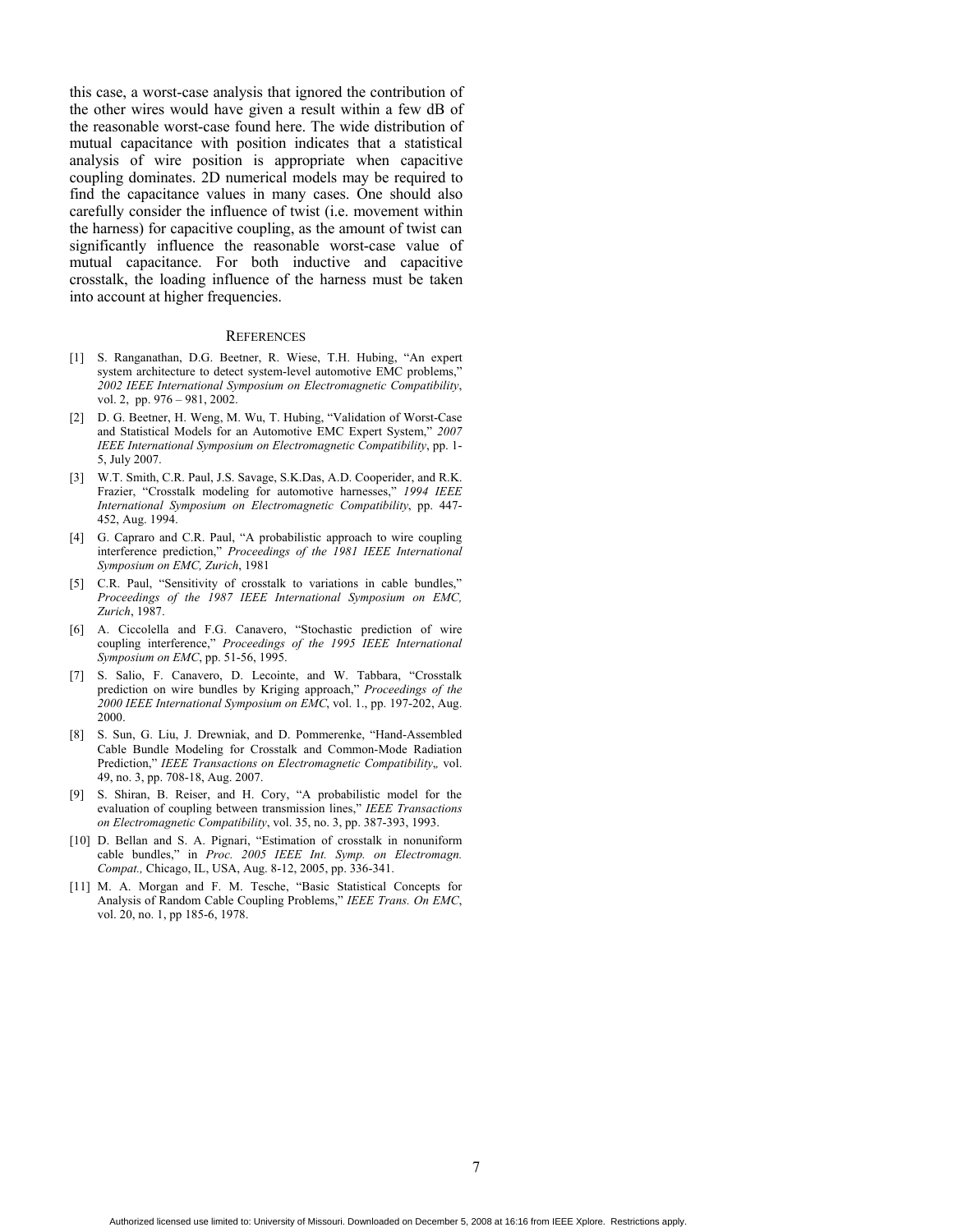this case, a worst-case analysis that ignored the contribution of the other wires would have given a result within a few dB of the reasonable worst-case found here. The wide distribution of mutual capacitance with position indicates that a statistical analysis of wire position is appropriate when capacitive coupling dominates. 2D numerical models may be required to find the capacitance values in many cases. One should also carefully consider the influence of twist (i.e. movement within the harness) for capacitive coupling, as the amount of twist can significantly influence the reasonable worst-case value of mutual capacitance. For both inductive and capacitive crosstalk, the loading influence of the harness must be taken into account at higher frequencies.

## REFERENCES

[1] S. Ranganathan, D.G. Beetner, R. Wiese, T.H. Hubing, "An expert system architecture to detect system-level automotive EMC problems," *2002 IEEE International Symposium on Electromagnetic Compatibility*, vol. 2, pp. 976 – 981, 2002.

[2] D. G. Beetner, H. Weng, M. Wu, T. Hubing, "Validation of Worst-Case and Statistical Models for an Automotive EMC Expert System," *2007 IEEE International Symposium on Electromagnetic Compatibility*, pp. 1-5, July 2007.

[3] W.T. Smith, C.R. Paul, J.S. Savage, S.K.Das, A.D. Cooperider, and R.K. Frazier, "Crosstalk modeling for automotive harnesses," *1994 IEEE International Symposium on Electromagnetic Compatibility*, pp. 447-452, Aug. 1994.

[4] G. Capraro and C.R. Paul, "A probabilistic approach to wire coupling interference prediction," *Proceedings of the 1981 IEEE International Symposium on EMC, Zurich*, 1981

[5] C.R. Paul, "Sensitivity of crosstalk to variations in cable bundles," *Proceedings of the 1987 IEEE International Symposium on EMC, Zurich*, 1987.

[6] A. Ciccolella and F.G. Canavero, "Stochastic prediction of wire coupling interference," *Proceedings of the 1995 IEEE International Symposium on EMC*, pp. 51-56, 1995.

[7] S. Salio, F. Canavero, D. Lecointe, and W. Tabbara, "Crosstalk prediction on wire bundles by Kriging approach," *Proceedings of the 2000 IEEE International Symposium on EMC*, vol. 1., pp. 197-202, Aug. 2000.

[8] S. Sun, G. Liu, J. Drewniak, and D. Pommerenke, "Hand-Assembled Cable Bundle Modeling for Crosstalk and Common-Mode Radiation Prediction," *IEEE Transactions on Electromagnetic Compatibility*,, vol. 49, no. 3, pp. 708-18, Aug. 2007.

[9] S. Shiran, B. Reiser, and H. Cory, "A probabilistic model for the evaluation of coupling between transmission lines," *IEEE Transactions on Electromagnetic Compatibility*, vol. 35, no. 3, pp. 387-393, 1993.

[10] D. Bellan and S. A. Pignari, "Estimation of crosstalk in nonuniform cable bundles," in *Proc. 2005 IEEE Int. Symp. on Electromagn. Compat.,* Chicago, IL, USA, Aug. 8-12, 2005, pp. 336-341.

[11] M. A. Morgan and F. M. Tesche, "Basic Statistical Concepts for Analysis of Random Cable Coupling Problems," *IEEE Trans. On EMC*, vol. 20, no. 1, pp 185-6, 1978.